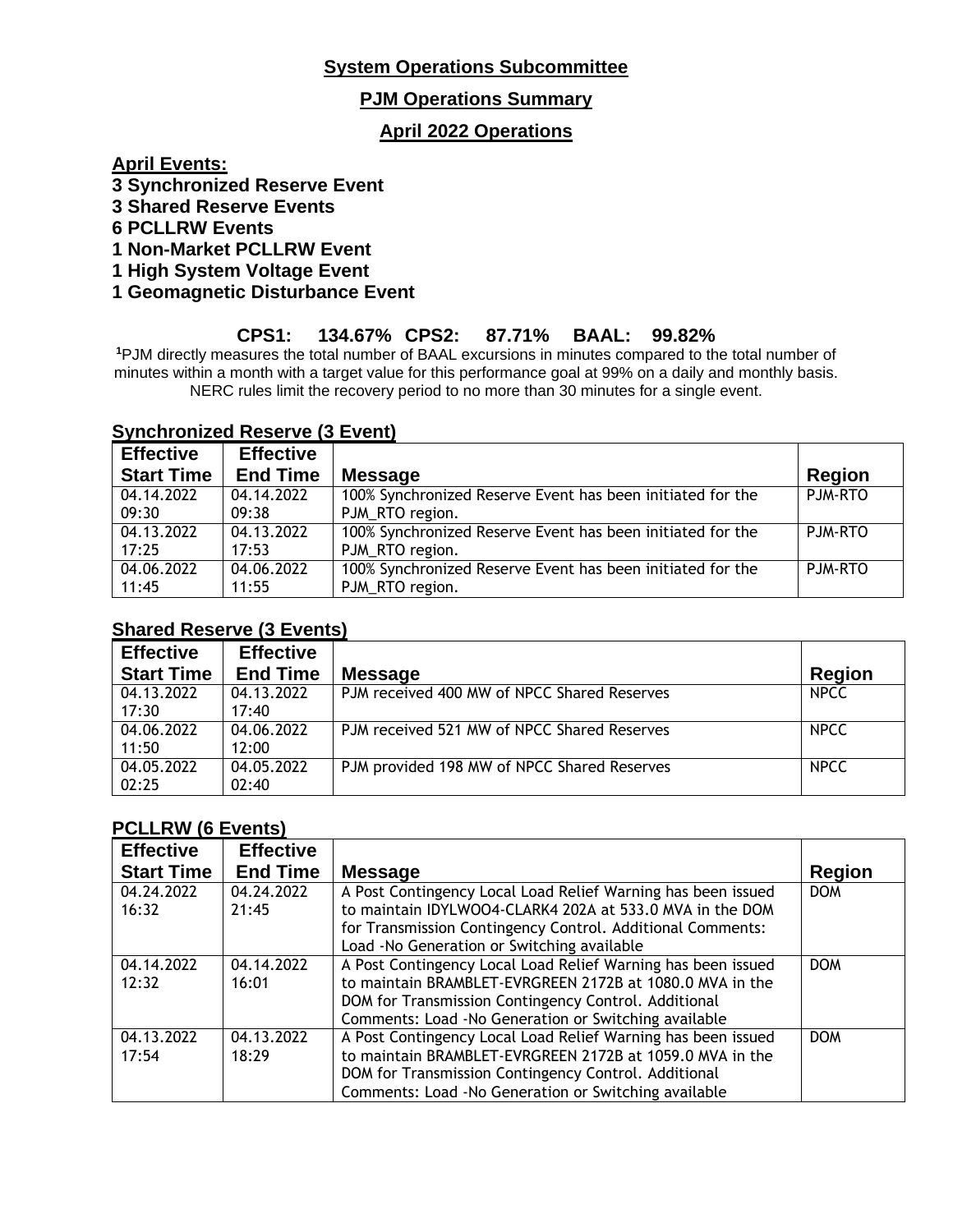# System Operations Subcommittee

## PJM Operations Summary

## April 2022 Operations

**April Events:**

**3 Synchronized Reserve Event**
**3 Shared Reserve Events**
**6 PCLLRW Events**
**1 Non-Market PCLLRW Event**
**1 High System Voltage Event**
**1 Geomagnetic Disturbance Event**

**CPS1: 134.67% CPS2: 87.71% BAAL: 99.82%**

[1]PJM directly measures the total number of BAAL excursions in minutes compared to the total number of minutes within a month with a target value for this performance goal at 99% on a daily and monthly basis. NERC rules limit the recovery period to no more than 30 minutes for a single event.

### Synchronized Reserve (3 Event)

| Effective Start Time | Effective End Time | Message | Region |
|---|---|---|---|
| 04.14.2022 09:30 | 04.14.2022 09:38 | 100% Synchronized Reserve Event has been initiated for the PJM_RTO region. | PJM-RTO |
| 04.13.2022 17:25 | 04.13.2022 17:53 | 100% Synchronized Reserve Event has been initiated for the PJM_RTO region. | PJM-RTO |
| 04.06.2022 11:45 | 04.06.2022 11:55 | 100% Synchronized Reserve Event has been initiated for the PJM_RTO region. | PJM-RTO |

### Shared Reserve (3 Events)

| Effective Start Time | Effective End Time | Message | Region |
|---|---|---|---|
| 04.13.2022 17:30 | 04.13.2022 17:40 | PJM received 400 MW of NPCC Shared Reserves | NPCC |
| 04.06.2022 11:50 | 04.06.2022 12:00 | PJM received 521 MW of NPCC Shared Reserves | NPCC |
| 04.05.2022 02:25 | 04.05.2022 02:40 | PJM provided 198 MW of NPCC Shared Reserves | NPCC |

### PCLLRW (6 Events)

| Effective Start Time | Effective End Time | Message | Region |
|---|---|---|---|
| 04.24.2022 16:32 | 04.24.2022 21:45 | A Post Contingency Local Load Relief Warning has been issued to maintain IDYLWOO4-CLARK4 202A at 533.0 MVA in the DOM for Transmission Contingency Control. Additional Comments: Load -No Generation or Switching available | DOM |
| 04.14.2022 12:32 | 04.14.2022 16:01 | A Post Contingency Local Load Relief Warning has been issued to maintain BRAMBLET-EVRGREEN 2172B at 1080.0 MVA in the DOM for Transmission Contingency Control. Additional Comments: Load -No Generation or Switching available | DOM |
| 04.13.2022 17:54 | 04.13.2022 18:29 | A Post Contingency Local Load Relief Warning has been issued to maintain BRAMBLET-EVRGREEN 2172B at 1059.0 MVA in the DOM for Transmission Contingency Control. Additional Comments: Load -No Generation or Switching available | DOM |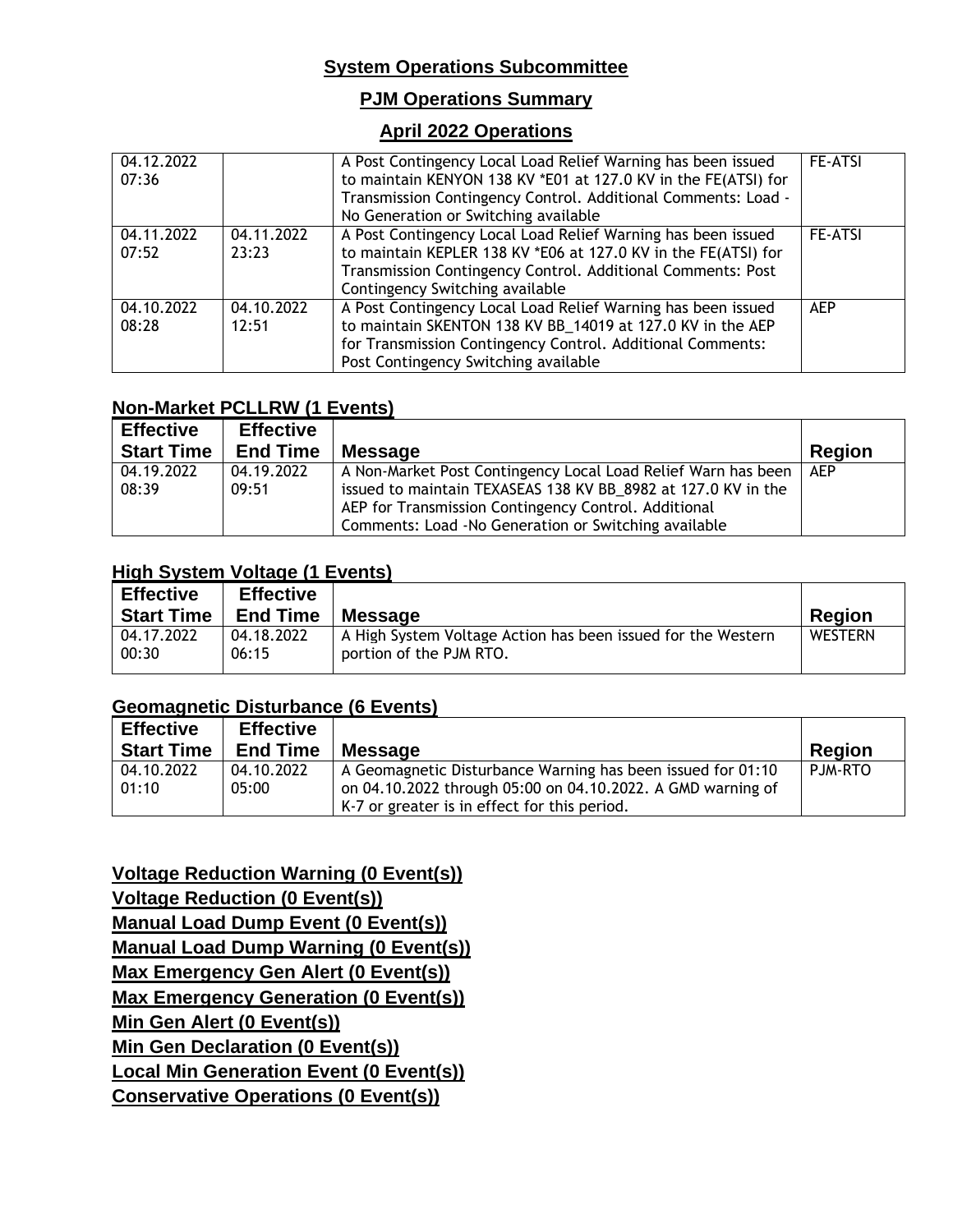## System Operations Subcommittee

## PJM Operations Summary

## April 2022 Operations

| | | | |
|---|---|---|---|
| 04.12.2022 07:36 | | A Post Contingency Local Load Relief Warning has been issued to maintain KENYON 138 KV *E01 at 127.0 KV in the FE(ATSI) for Transmission Contingency Control. Additional Comments: Load - No Generation or Switching available | FE-ATSI |
| 04.11.2022 07:52 | 04.11.2022 23:23 | A Post Contingency Local Load Relief Warning has been issued to maintain KEPLER 138 KV *E06 at 127.0 KV in the FE(ATSI) for Transmission Contingency Control. Additional Comments: Post Contingency Switching available | FE-ATSI |
| 04.10.2022 08:28 | 04.10.2022 12:51 | A Post Contingency Local Load Relief Warning has been issued to maintain SKENTON 138 KV BB_14019 at 127.0 KV in the AEP for Transmission Contingency Control. Additional Comments: Post Contingency Switching available | AEP |

### Non-Market PCLLRW (1 Events)

| Effective Start Time | Effective End Time | Message | Region |
|---|---|---|---|
| 04.19.2022 08:39 | 04.19.2022 09:51 | A Non-Market Post Contingency Local Load Relief Warn has been issued to maintain TEXASEAS 138 KV BB_8982 at 127.0 KV in the AEP for Transmission Contingency Control. Additional Comments: Load -No Generation or Switching available | AEP |

### High System Voltage (1 Events)

| Effective Start Time | Effective End Time | Message | Region |
|---|---|---|---|
| 04.17.2022 00:30 | 04.18.2022 06:15 | A High System Voltage Action has been issued for the Western portion of the PJM RTO. | WESTERN |

### Geomagnetic Disturbance (6 Events)

| Effective Start Time | Effective End Time | Message | Region |
|---|---|---|---|
| 04.10.2022 01:10 | 04.10.2022 05:00 | A Geomagnetic Disturbance Warning has been issued for 01:10 on 04.10.2022 through 05:00 on 04.10.2022. A GMD warning of K-7 or greater is in effect for this period. | PJM-RTO |

### Voltage Reduction Warning (0 Event(s))

### Voltage Reduction (0 Event(s))

### Manual Load Dump Event (0 Event(s))

### Manual Load Dump Warning (0 Event(s))

### Max Emergency Gen Alert (0 Event(s))

### Max Emergency Generation (0 Event(s))

### Min Gen Alert (0 Event(s))

### Min Gen Declaration (0 Event(s))

### Local Min Generation Event (0 Event(s))

### Conservative Operations (0 Event(s))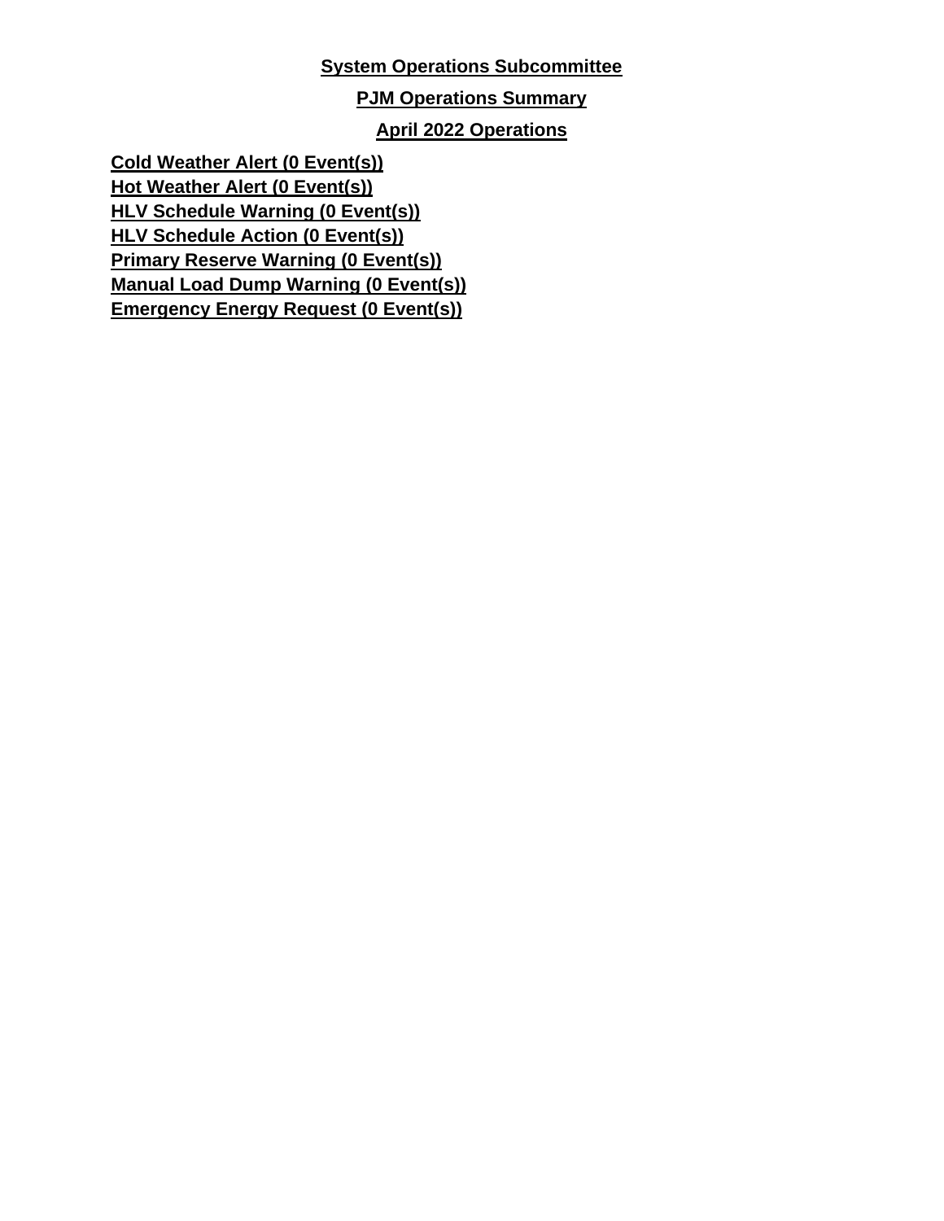**System Operations Subcommittee**

**PJM Operations Summary**

**April 2022 Operations**

**Cold Weather Alert (0 Event(s))**
**Hot Weather Alert (0 Event(s))**
**HLV Schedule Warning (0 Event(s))**
**HLV Schedule Action (0 Event(s))**
**Primary Reserve Warning (0 Event(s))**
**Manual Load Dump Warning (0 Event(s))**
**Emergency Energy Request (0 Event(s))**